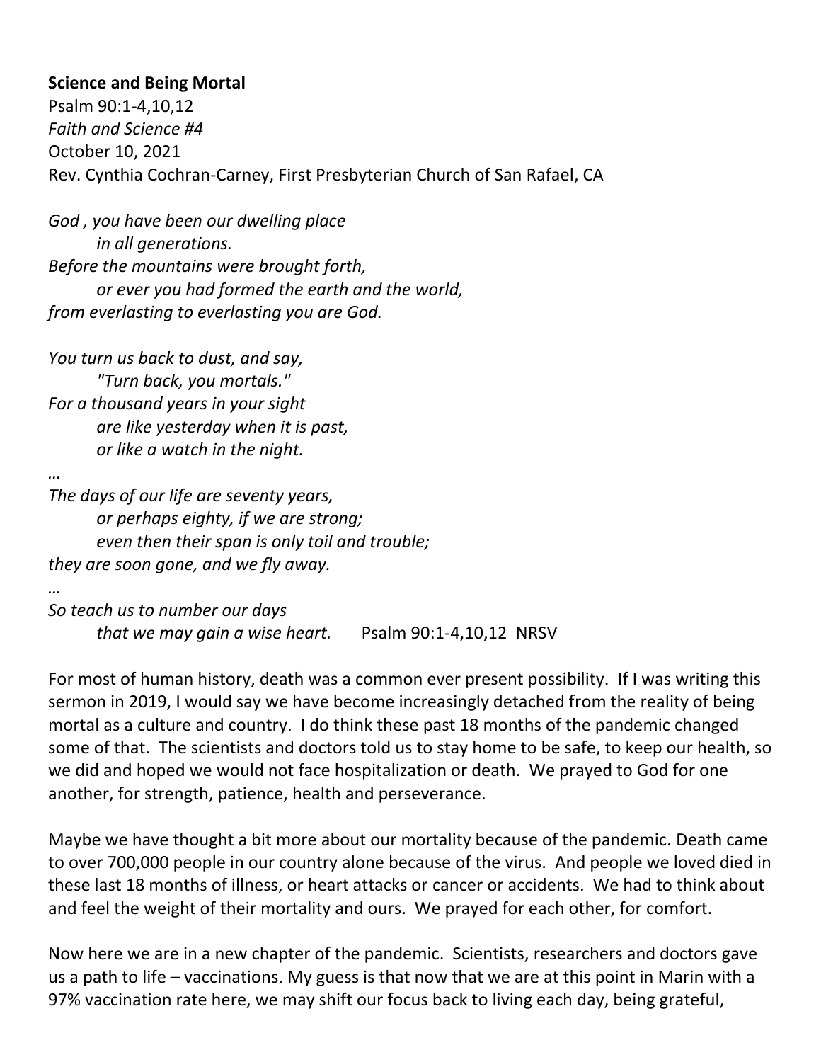**Science and Being Mortal**
Psalm 90:1-4,10,12
*Faith and Science #4*
October 10, 2021
Rev. Cynthia Cochran-Carney, First Presbyterian Church of San Rafael, CA

*God , you have been our dwelling place*
    *in all generations.*
*Before the mountains were brought forth,*
    *or ever you had formed the earth and the world,*
*from everlasting to everlasting you are God.*

*You turn us back to dust, and say,*
    *"Turn back, you mortals."*
*For a thousand years in your sight*
    *are like yesterday when it is past,*
    *or like a watch in the night.*
*…*
*The days of our life are seventy years,*
    *or perhaps eighty, if we are strong;*
    *even then their span is only toil and trouble;*
*they are soon gone, and we fly away.*
*…*
*So teach us to number our days*
    *that we may gain a wise heart.*    Psalm 90:1-4,10,12 NRSV

For most of human history, death was a common ever present possibility. If I was writing this sermon in 2019, I would say we have become increasingly detached from the reality of being mortal as a culture and country. I do think these past 18 months of the pandemic changed some of that. The scientists and doctors told us to stay home to be safe, to keep our health, so we did and hoped we would not face hospitalization or death. We prayed to God for one another, for strength, patience, health and perseverance.

Maybe we have thought a bit more about our mortality because of the pandemic. Death came to over 700,000 people in our country alone because of the virus. And people we loved died in these last 18 months of illness, or heart attacks or cancer or accidents. We had to think about and feel the weight of their mortality and ours. We prayed for each other, for comfort.

Now here we are in a new chapter of the pandemic. Scientists, researchers and doctors gave us a path to life – vaccinations. My guess is that now that we are at this point in Marin with a 97% vaccination rate here, we may shift our focus back to living each day, being grateful,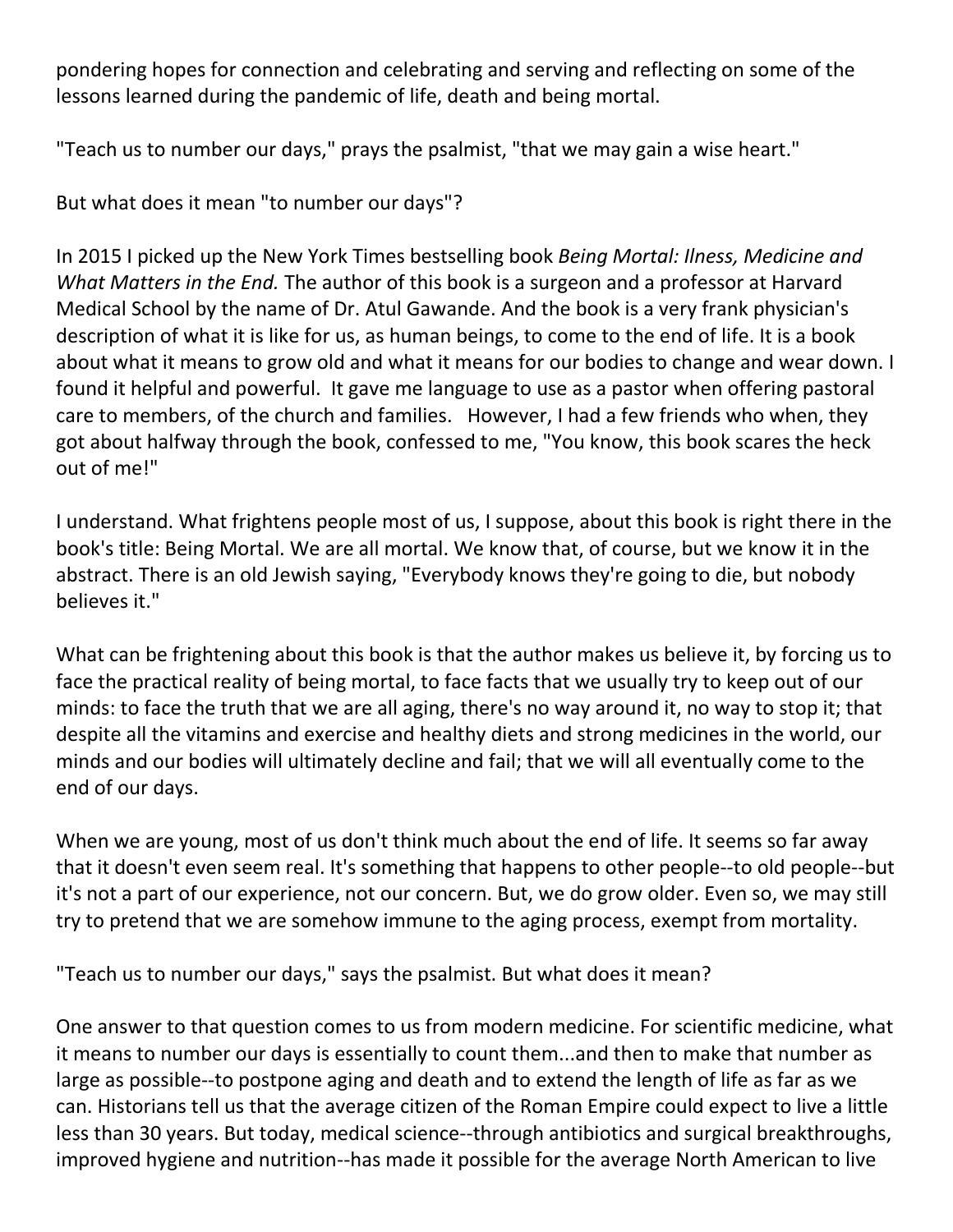pondering hopes for connection and celebrating and serving and reflecting on some of the lessons learned during the pandemic of life, death and being mortal.

"Teach us to number our days," prays the psalmist, "that we may gain a wise heart."

But what does it mean "to number our days"?

In 2015 I picked up the New York Times bestselling book *Being Mortal: Ilness, Medicine and What Matters in the End.* The author of this book is a surgeon and a professor at Harvard Medical School by the name of Dr. Atul Gawande. And the book is a very frank physician's description of what it is like for us, as human beings, to come to the end of life. It is a book about what it means to grow old and what it means for our bodies to change and wear down. I found it helpful and powerful. It gave me language to use as a pastor when offering pastoral care to members, of the church and families. However, I had a few friends who when, they got about halfway through the book, confessed to me, "You know, this book scares the heck out of me!"

I understand. What frightens people most of us, I suppose, about this book is right there in the book's title: Being Mortal. We are all mortal. We know that, of course, but we know it in the abstract. There is an old Jewish saying, "Everybody knows they're going to die, but nobody believes it."

What can be frightening about this book is that the author makes us believe it, by forcing us to face the practical reality of being mortal, to face facts that we usually try to keep out of our minds: to face the truth that we are all aging, there's no way around it, no way to stop it; that despite all the vitamins and exercise and healthy diets and strong medicines in the world, our minds and our bodies will ultimately decline and fail; that we will all eventually come to the end of our days.

When we are young, most of us don't think much about the end of life. It seems so far away that it doesn't even seem real. It's something that happens to other people--to old people--but it's not a part of our experience, not our concern. But, we do grow older. Even so, we may still try to pretend that we are somehow immune to the aging process, exempt from mortality.

"Teach us to number our days," says the psalmist. But what does it mean?

One answer to that question comes to us from modern medicine. For scientific medicine, what it means to number our days is essentially to count them...and then to make that number as large as possible--to postpone aging and death and to extend the length of life as far as we can. Historians tell us that the average citizen of the Roman Empire could expect to live a little less than 30 years. But today, medical science--through antibiotics and surgical breakthroughs, improved hygiene and nutrition--has made it possible for the average North American to live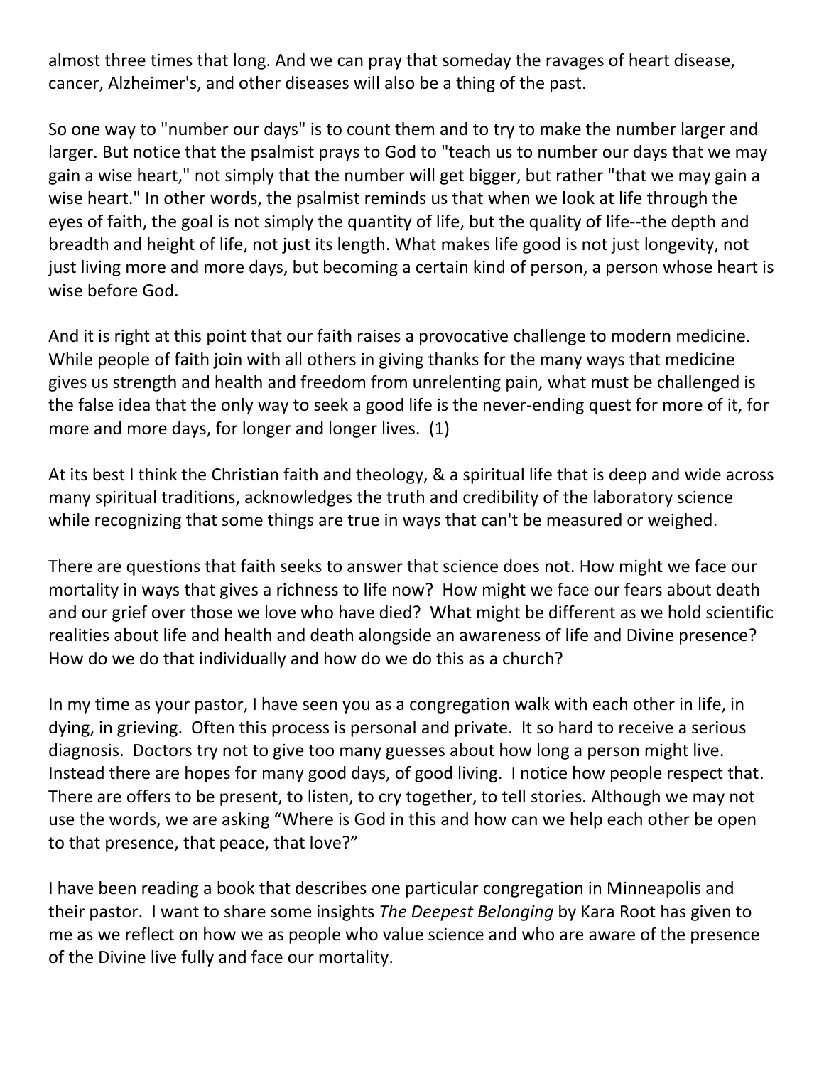almost three times that long. And we can pray that someday the ravages of heart disease, cancer, Alzheimer's, and other diseases will also be a thing of the past.

So one way to "number our days" is to count them and to try to make the number larger and larger. But notice that the psalmist prays to God to "teach us to number our days that we may gain a wise heart," not simply that the number will get bigger, but rather "that we may gain a wise heart." In other words, the psalmist reminds us that when we look at life through the eyes of faith, the goal is not simply the quantity of life, but the quality of life--the depth and breadth and height of life, not just its length. What makes life good is not just longevity, not just living more and more days, but becoming a certain kind of person, a person whose heart is wise before God.

And it is right at this point that our faith raises a provocative challenge to modern medicine. While people of faith join with all others in giving thanks for the many ways that medicine gives us strength and health and freedom from unrelenting pain, what must be challenged is the false idea that the only way to seek a good life is the never-ending quest for more of it, for more and more days, for longer and longer lives. (1)

At its best I think the Christian faith and theology, & a spiritual life that is deep and wide across many spiritual traditions, acknowledges the truth and credibility of the laboratory science while recognizing that some things are true in ways that can't be measured or weighed.

There are questions that faith seeks to answer that science does not. How might we face our mortality in ways that gives a richness to life now? How might we face our fears about death and our grief over those we love who have died? What might be different as we hold scientific realities about life and health and death alongside an awareness of life and Divine presence? How do we do that individually and how do we do this as a church?

In my time as your pastor, I have seen you as a congregation walk with each other in life, in dying, in grieving. Often this process is personal and private. It so hard to receive a serious diagnosis. Doctors try not to give too many guesses about how long a person might live. Instead there are hopes for many good days, of good living. I notice how people respect that. There are offers to be present, to listen, to cry together, to tell stories. Although we may not use the words, we are asking "Where is God in this and how can we help each other be open to that presence, that peace, that love?"

I have been reading a book that describes one particular congregation in Minneapolis and their pastor. I want to share some insights *The Deepest Belonging* by Kara Root has given to me as we reflect on how we as people who value science and who are aware of the presence of the Divine live fully and face our mortality.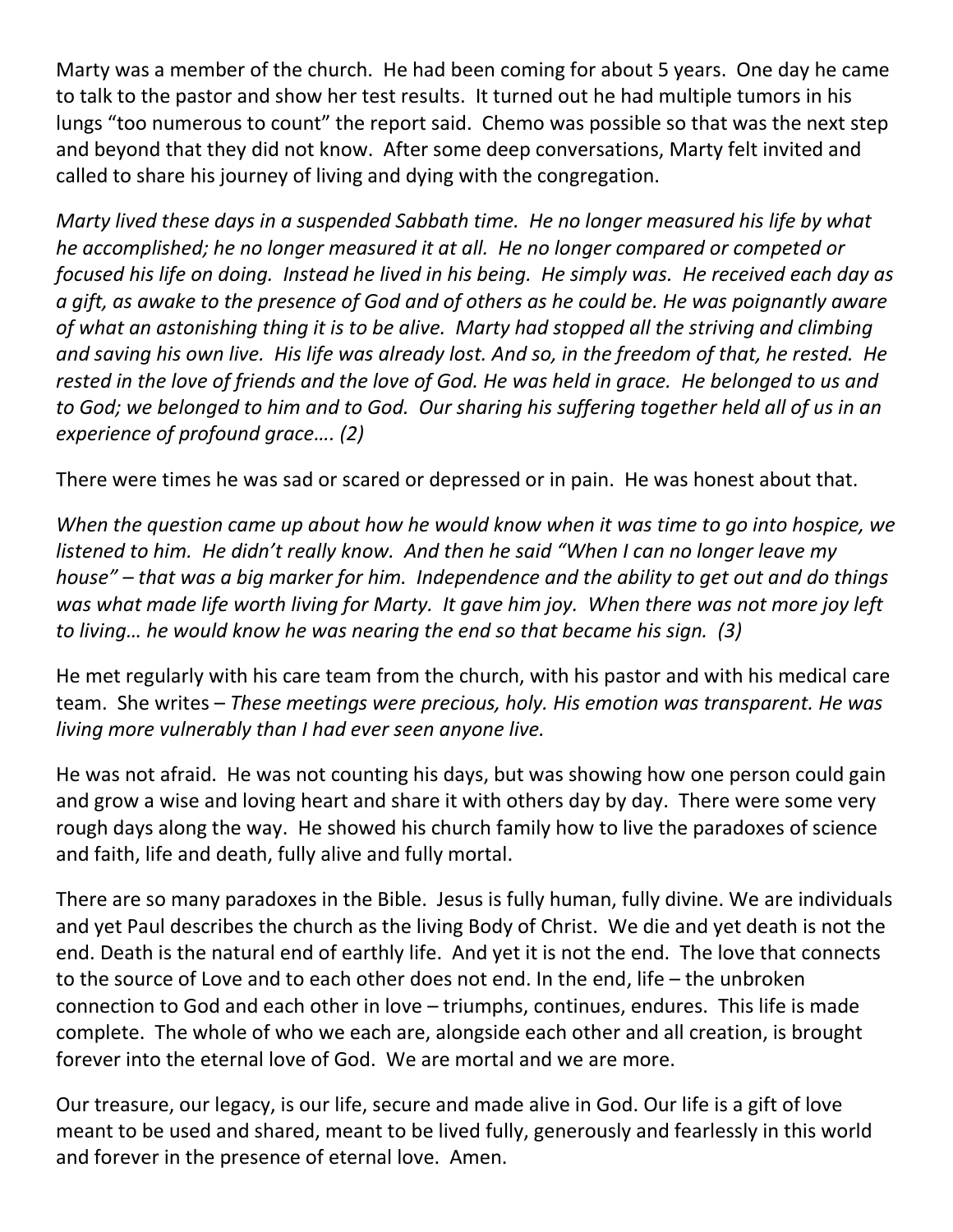Marty was a member of the church. He had been coming for about 5 years. One day he came to talk to the pastor and show her test results. It turned out he had multiple tumors in his lungs "too numerous to count" the report said. Chemo was possible so that was the next step and beyond that they did not know. After some deep conversations, Marty felt invited and called to share his journey of living and dying with the congregation.

*Marty lived these days in a suspended Sabbath time. He no longer measured his life by what he accomplished; he no longer measured it at all. He no longer compared or competed or focused his life on doing. Instead he lived in his being. He simply was. He received each day as a gift, as awake to the presence of God and of others as he could be. He was poignantly aware of what an astonishing thing it is to be alive. Marty had stopped all the striving and climbing and saving his own live. His life was already lost. And so, in the freedom of that, he rested. He rested in the love of friends and the love of God. He was held in grace. He belonged to us and to God; we belonged to him and to God. Our sharing his suffering together held all of us in an experience of profound grace…. (2)*

There were times he was sad or scared or depressed or in pain. He was honest about that.

*When the question came up about how he would know when it was time to go into hospice, we listened to him. He didn't really know. And then he said "When I can no longer leave my house" – that was a big marker for him. Independence and the ability to get out and do things was what made life worth living for Marty. It gave him joy. When there was not more joy left to living… he would know he was nearing the end so that became his sign. (3)*

He met regularly with his care team from the church, with his pastor and with his medical care team. She writes – *These meetings were precious, holy. His emotion was transparent. He was living more vulnerably than I had ever seen anyone live.*

He was not afraid. He was not counting his days, but was showing how one person could gain and grow a wise and loving heart and share it with others day by day. There were some very rough days along the way. He showed his church family how to live the paradoxes of science and faith, life and death, fully alive and fully mortal.

There are so many paradoxes in the Bible. Jesus is fully human, fully divine. We are individuals and yet Paul describes the church as the living Body of Christ. We die and yet death is not the end. Death is the natural end of earthly life. And yet it is not the end. The love that connects to the source of Love and to each other does not end. In the end, life – the unbroken connection to God and each other in love – triumphs, continues, endures. This life is made complete. The whole of who we each are, alongside each other and all creation, is brought forever into the eternal love of God. We are mortal and we are more.

Our treasure, our legacy, is our life, secure and made alive in God. Our life is a gift of love meant to be used and shared, meant to be lived fully, generously and fearlessly in this world and forever in the presence of eternal love. Amen.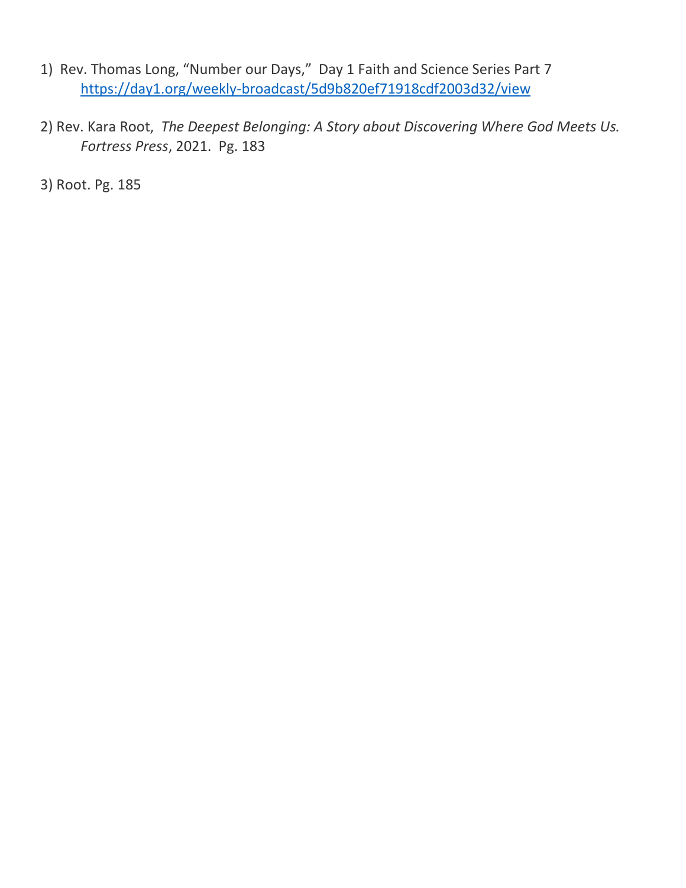1) Rev. Thomas Long, "Number our Days," Day 1 Faith and Science Series Part 7 https://day1.org/weekly-broadcast/5d9b820ef71918cdf2003d32/view

2) Rev. Kara Root, *The Deepest Belonging: A Story about Discovering Where God Meets Us. Fortress Press*, 2021. Pg. 183

3) Root. Pg. 185